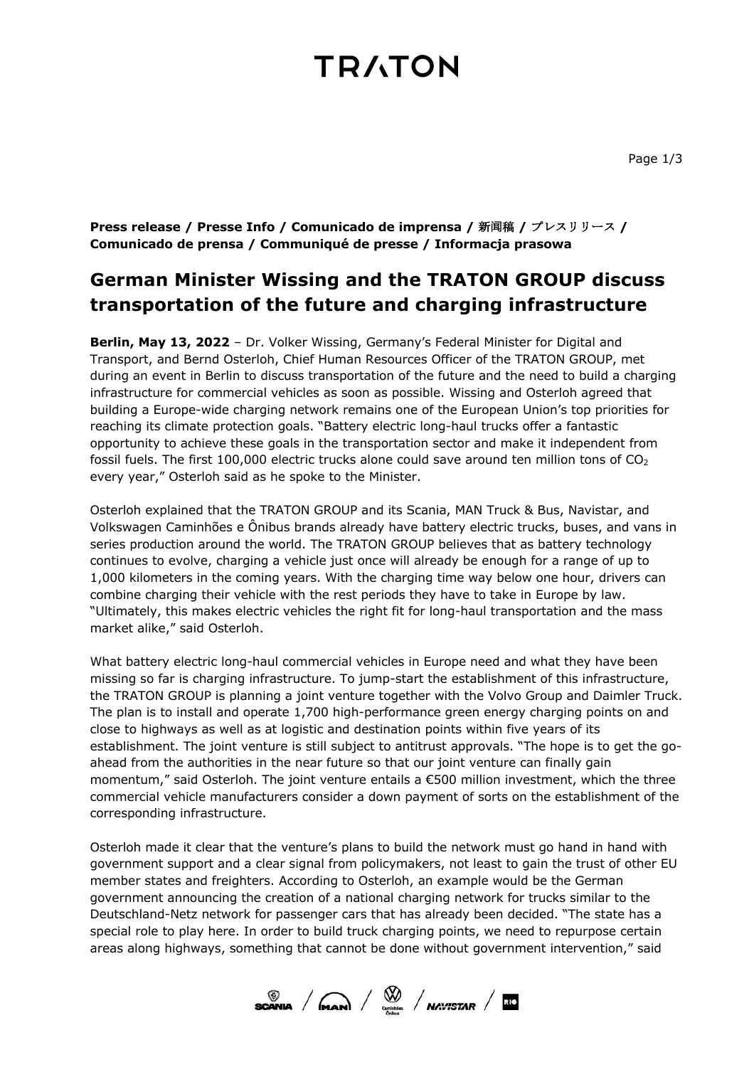**Press release / Presse Info / Comunicado de imprensa / 新闻稿 / プレスリリース / Comunicado de prensa / Communiqué de presse / Informacja prasowa**

# German Minister Wissing and the TRATON GROUP discuss transportation of the future and charging infrastructure

**Berlin, May 13, 2022** – Dr. Volker Wissing, Germany's Federal Minister for Digital and Transport, and Bernd Osterloh, Chief Human Resources Officer of the TRATON GROUP, met during an event in Berlin to discuss transportation of the future and the need to build a charging infrastructure for commercial vehicles as soon as possible. Wissing and Osterloh agreed that building a Europe-wide charging network remains one of the European Union's top priorities for reaching its climate protection goals. "Battery electric long-haul trucks offer a fantastic opportunity to achieve these goals in the transportation sector and make it independent from fossil fuels. The first 100,000 electric trucks alone could save around ten million tons of $CO_2$ every year," Osterloh said as he spoke to the Minister.

Osterloh explained that the TRATON GROUP and its Scania, MAN Truck & Bus, Navistar, and Volkswagen Caminhões e Ônibus brands already have battery electric trucks, buses, and vans in series production around the world. The TRATON GROUP believes that as battery technology continues to evolve, charging a vehicle just once will already be enough for a range of up to 1,000 kilometers in the coming years. With the charging time way below one hour, drivers can combine charging their vehicle with the rest periods they have to take in Europe by law. "Ultimately, this makes electric vehicles the right fit for long-haul transportation and the mass market alike," said Osterloh.

What battery electric long-haul commercial vehicles in Europe need and what they have been missing so far is charging infrastructure. To jump-start the establishment of this infrastructure, the TRATON GROUP is planning a joint venture together with the Volvo Group and Daimler Truck. The plan is to install and operate 1,700 high-performance green energy charging points on and close to highways as well as at logistic and destination points within five years of its establishment. The joint venture is still subject to antitrust approvals. "The hope is to get the go-ahead from the authorities in the near future so that our joint venture can finally gain momentum," said Osterloh. The joint venture entails a €500 million investment, which the three commercial vehicle manufacturers consider a down payment of sorts on the establishment of the corresponding infrastructure.

Osterloh made it clear that the venture's plans to build the network must go hand in hand with government support and a clear signal from policymakers, not least to gain the trust of other EU member states and freighters. According to Osterloh, an example would be the German government announcing the creation of a national charging network for trucks similar to the Deutschland-Netz network for passenger cars that has already been decided. "The state has a special role to play here. In order to build truck charging points, we need to repurpose certain areas along highways, something that cannot be done without government intervention," said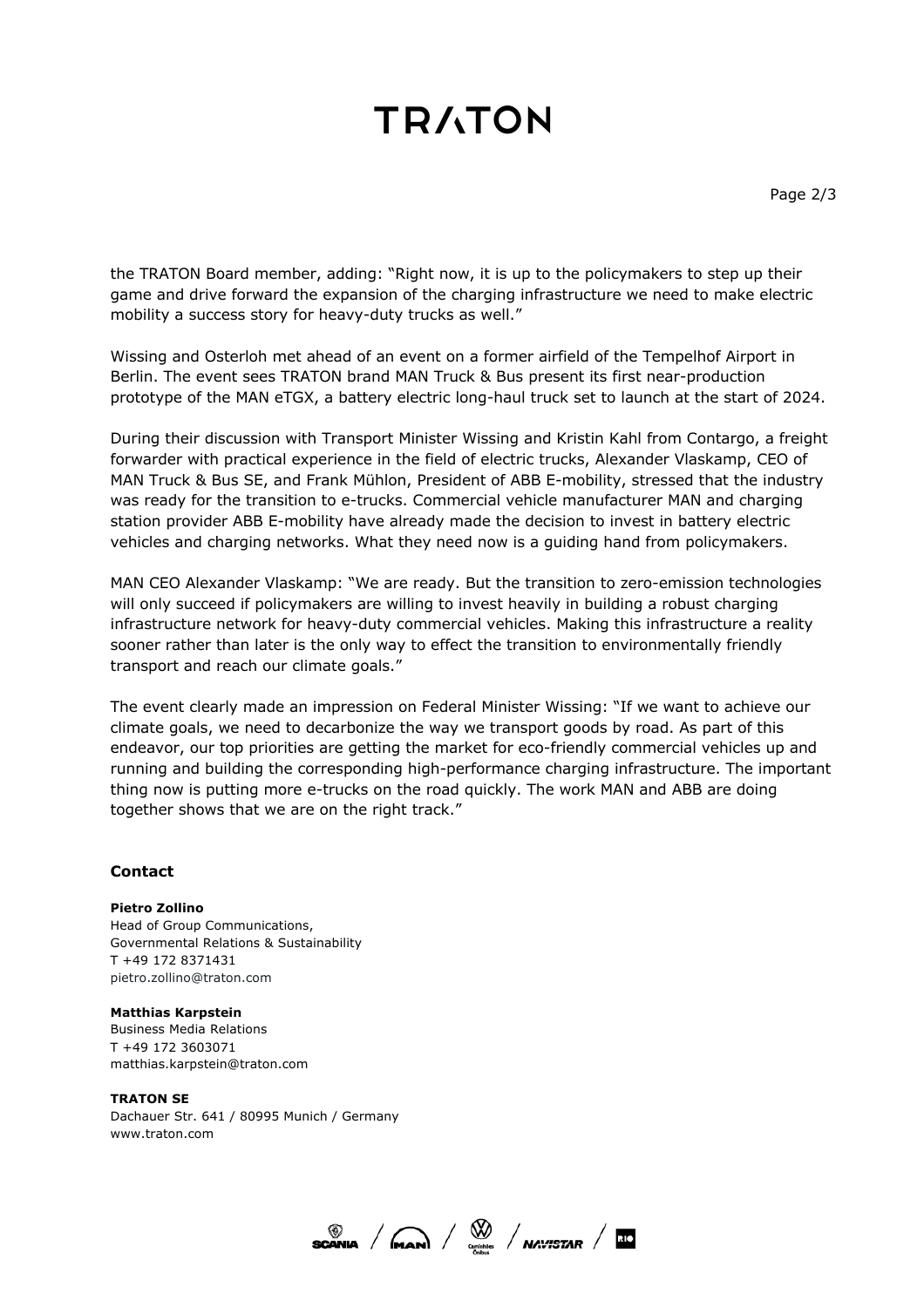the TRATON Board member, adding: "Right now, it is up to the policymakers to step up their game and drive forward the expansion of the charging infrastructure we need to make electric mobility a success story for heavy-duty trucks as well."

Wissing and Osterloh met ahead of an event on a former airfield of the Tempelhof Airport in Berlin. The event sees TRATON brand MAN Truck & Bus present its first near-production prototype of the MAN eTGX, a battery electric long-haul truck set to launch at the start of 2024.

During their discussion with Transport Minister Wissing and Kristin Kahl from Contargo, a freight forwarder with practical experience in the field of electric trucks, Alexander Vlaskamp, CEO of MAN Truck & Bus SE, and Frank Mühlon, President of ABB E-mobility, stressed that the industry was ready for the transition to e-trucks. Commercial vehicle manufacturer MAN and charging station provider ABB E-mobility have already made the decision to invest in battery electric vehicles and charging networks. What they need now is a guiding hand from policymakers.

MAN CEO Alexander Vlaskamp: "We are ready. But the transition to zero-emission technologies will only succeed if policymakers are willing to invest heavily in building a robust charging infrastructure network for heavy-duty commercial vehicles. Making this infrastructure a reality sooner rather than later is the only way to effect the transition to environmentally friendly transport and reach our climate goals."

The event clearly made an impression on Federal Minister Wissing: "If we want to achieve our climate goals, we need to decarbonize the way we transport goods by road. As part of this endeavor, our top priorities are getting the market for eco-friendly commercial vehicles up and running and building the corresponding high-performance charging infrastructure. The important thing now is putting more e-trucks on the road quickly. The work MAN and ABB are doing together shows that we are on the right track."

## Contact

**Pietro Zollino**
Head of Group Communications,
Governmental Relations & Sustainability
T +49 172 8371431
pietro.zollino@traton.com

**Matthias Karpstein**
Business Media Relations
T +49 172 3603071
matthias.karpstein@traton.com

**TRATON SE**
Dachauer Str. 641 / 80995 Munich / Germany
www.traton.com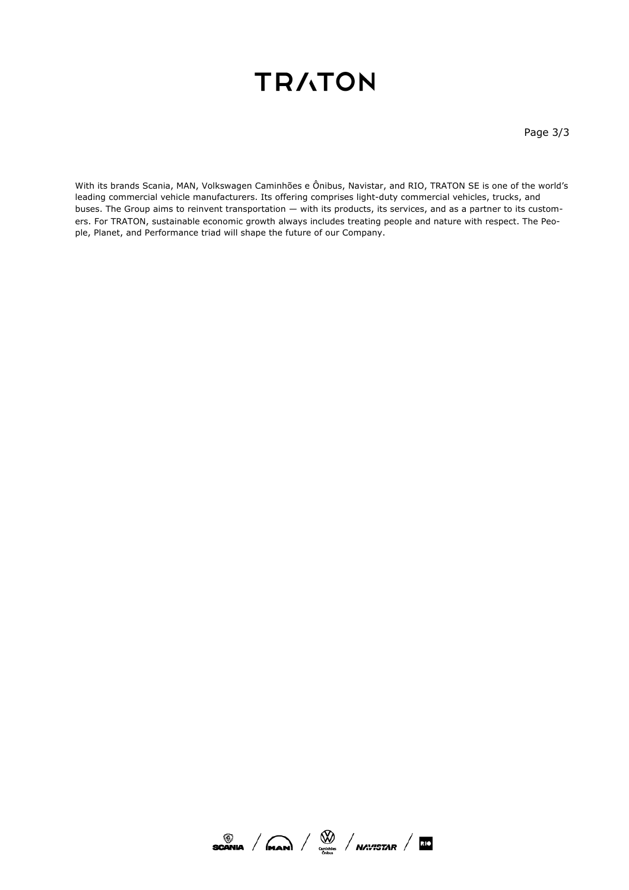With its brands Scania, MAN, Volkswagen Caminhões e Ônibus, Navistar, and RIO, TRATON SE is one of the world's leading commercial vehicle manufacturers. Its offering comprises light-duty commercial vehicles, trucks, and buses. The Group aims to reinvent transportation — with its products, its services, and as a partner to its customers. For TRATON, sustainable economic growth always includes treating people and nature with respect. The People, Planet, and Performance triad will shape the future of our Company.